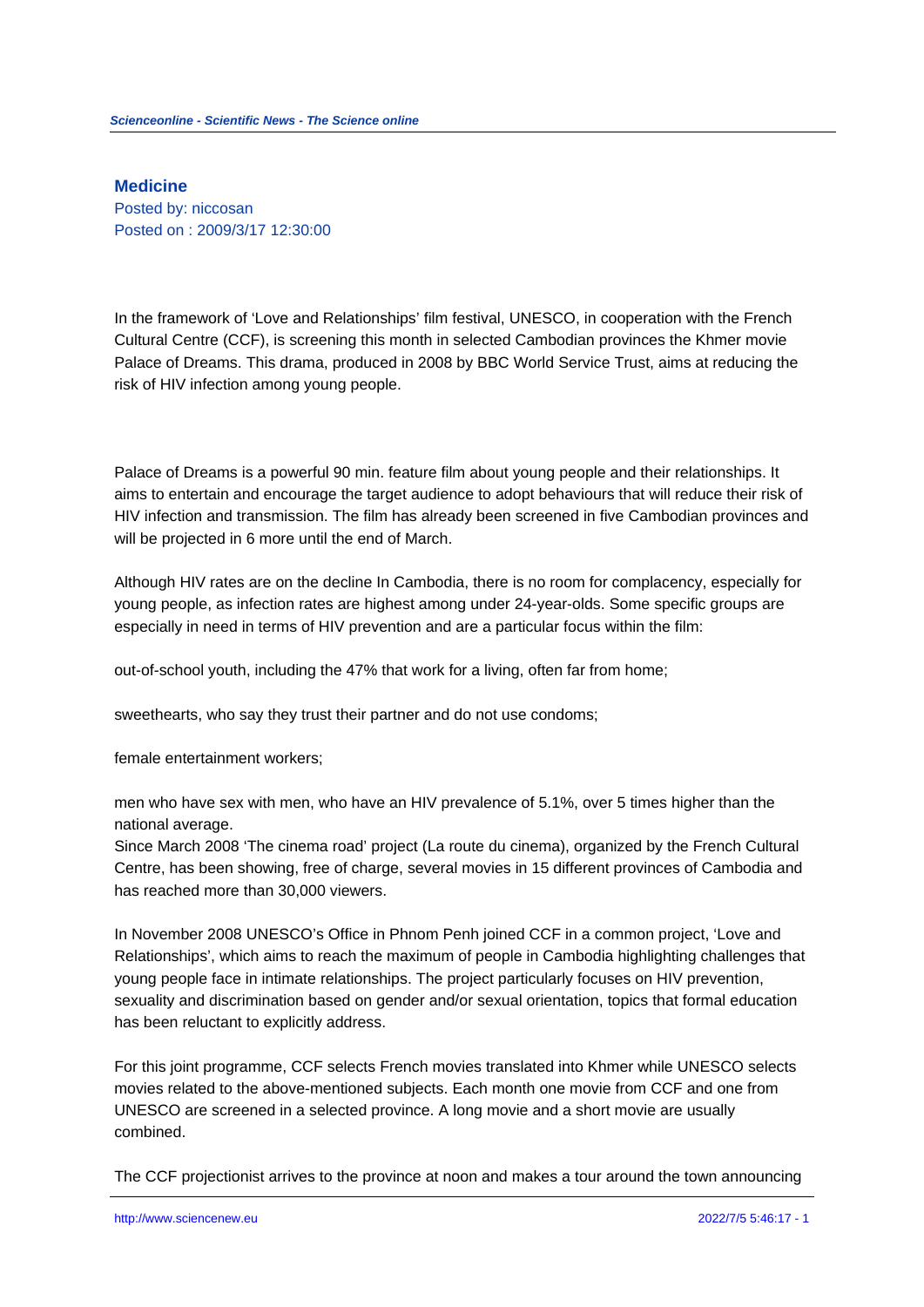## Medicine

Posted by: niccosan
Posted on : 2009/3/17 12:30:00

In the framework of ‘Love and Relationships’ film festival, UNESCO, in cooperation with the French Cultural Centre (CCF), is screening this month in selected Cambodian provinces the Khmer movie Palace of Dreams. This drama, produced in 2008 by BBC World Service Trust, aims at reducing the risk of HIV infection among young people.

Palace of Dreams is a powerful 90 min. feature film about young people and their relationships. It aims to entertain and encourage the target audience to adopt behaviours that will reduce their risk of HIV infection and transmission. The film has already been screened in five Cambodian provinces and will be projected in 6 more until the end of March.

Although HIV rates are on the decline In Cambodia, there is no room for complacency, especially for young people, as infection rates are highest among under 24-year-olds. Some specific groups are especially in need in terms of HIV prevention and are a particular focus within the film:

out-of-school youth, including the 47% that work for a living, often far from home;

sweethearts, who say they trust their partner and do not use condoms;

female entertainment workers;

men who have sex with men, who have an HIV prevalence of 5.1%, over 5 times higher than the national average.
Since March 2008 ‘The cinema road’ project (La route du cinema), organized by the French Cultural Centre, has been showing, free of charge, several movies in 15 different provinces of Cambodia and has reached more than 30,000 viewers.

In November 2008 UNESCO’s Office in Phnom Penh joined CCF in a common project, ‘Love and Relationships’, which aims to reach the maximum of people in Cambodia highlighting challenges that young people face in intimate relationships. The project particularly focuses on HIV prevention, sexuality and discrimination based on gender and/or sexual orientation, topics that formal education has been reluctant to explicitly address.

For this joint programme, CCF selects French movies translated into Khmer while UNESCO selects movies related to the above-mentioned subjects. Each month one movie from CCF and one from UNESCO are screened in a selected province. A long movie and a short movie are usually combined.

The CCF projectionist arrives to the province at noon and makes a tour around the town announcing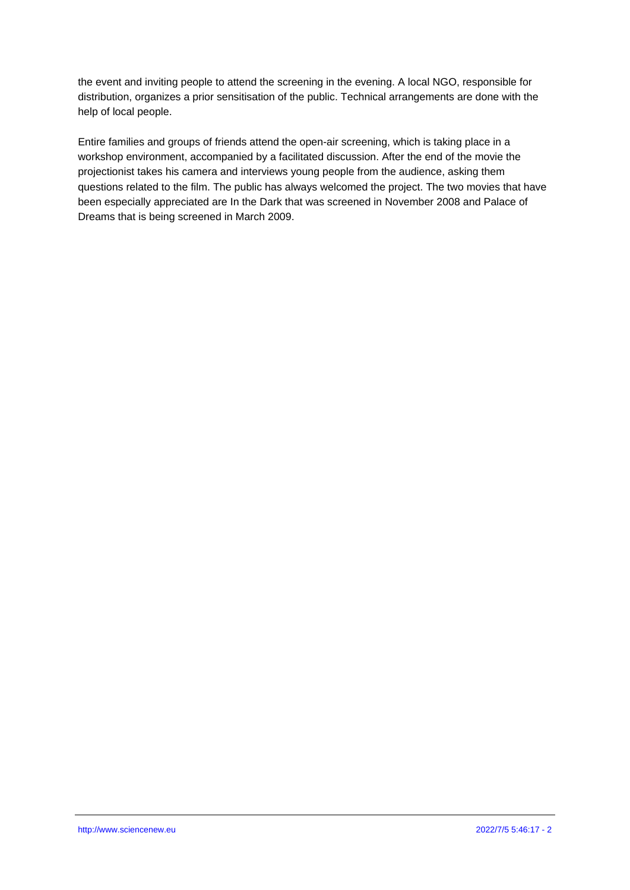the event and inviting people to attend the screening in the evening. A local NGO, responsible for distribution, organizes a prior sensitisation of the public. Technical arrangements are done with the help of local people.

Entire families and groups of friends attend the open-air screening, which is taking place in a workshop environment, accompanied by a facilitated discussion. After the end of the movie the projectionist takes his camera and interviews young people from the audience, asking them questions related to the film. The public has always welcomed the project. The two movies that have been especially appreciated are In the Dark that was screened in November 2008 and Palace of Dreams that is being screened in March 2009.